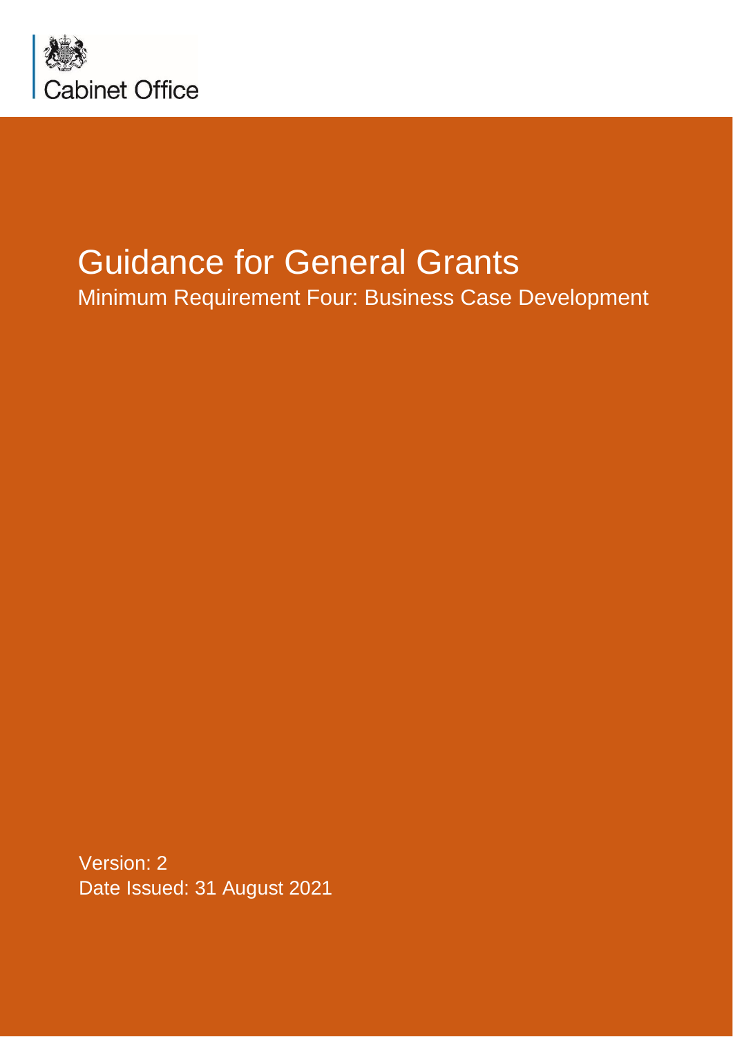Cabinet Office

# Guidance for General Grants

## Minimum Requirement Four: Business Case Development

Version: 2
Date Issued: 31 August 2021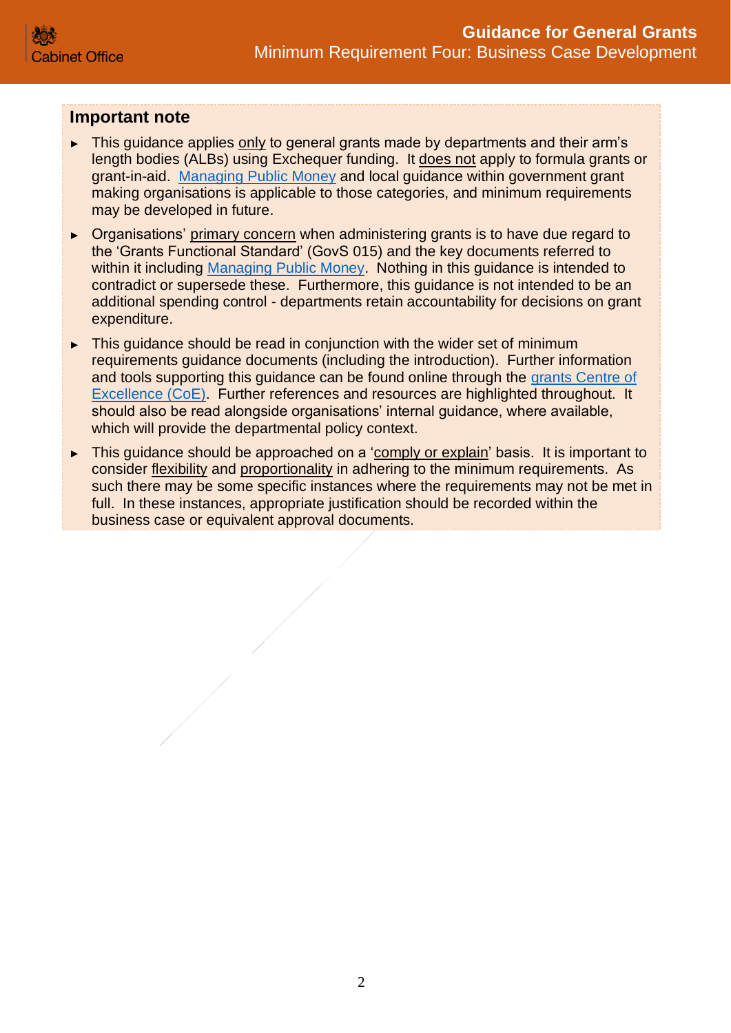## Important note

- This guidance applies only to general grants made by departments and their arm's length bodies (ALBs) using Exchequer funding. It does not apply to formula grants or grant-in-aid. Managing Public Money and local guidance within government grant making organisations is applicable to those categories, and minimum requirements may be developed in future.
- Organisations' primary concern when administering grants is to have due regard to the 'Grants Functional Standard' (GovS 015) and the key documents referred to within it including Managing Public Money. Nothing in this guidance is intended to contradict or supersede these. Furthermore, this guidance is not intended to be an additional spending control - departments retain accountability for decisions on grant expenditure.
- This guidance should be read in conjunction with the wider set of minimum requirements guidance documents (including the introduction). Further information and tools supporting this guidance can be found online through the grants Centre of Excellence (CoE). Further references and resources are highlighted throughout. It should also be read alongside organisations' internal guidance, where available, which will provide the departmental policy context.
- This guidance should be approached on a 'comply or explain' basis. It is important to consider flexibility and proportionality in adhering to the minimum requirements. As such there may be some specific instances where the requirements may not be met in full. In these instances, appropriate justification should be recorded within the business case or equivalent approval documents.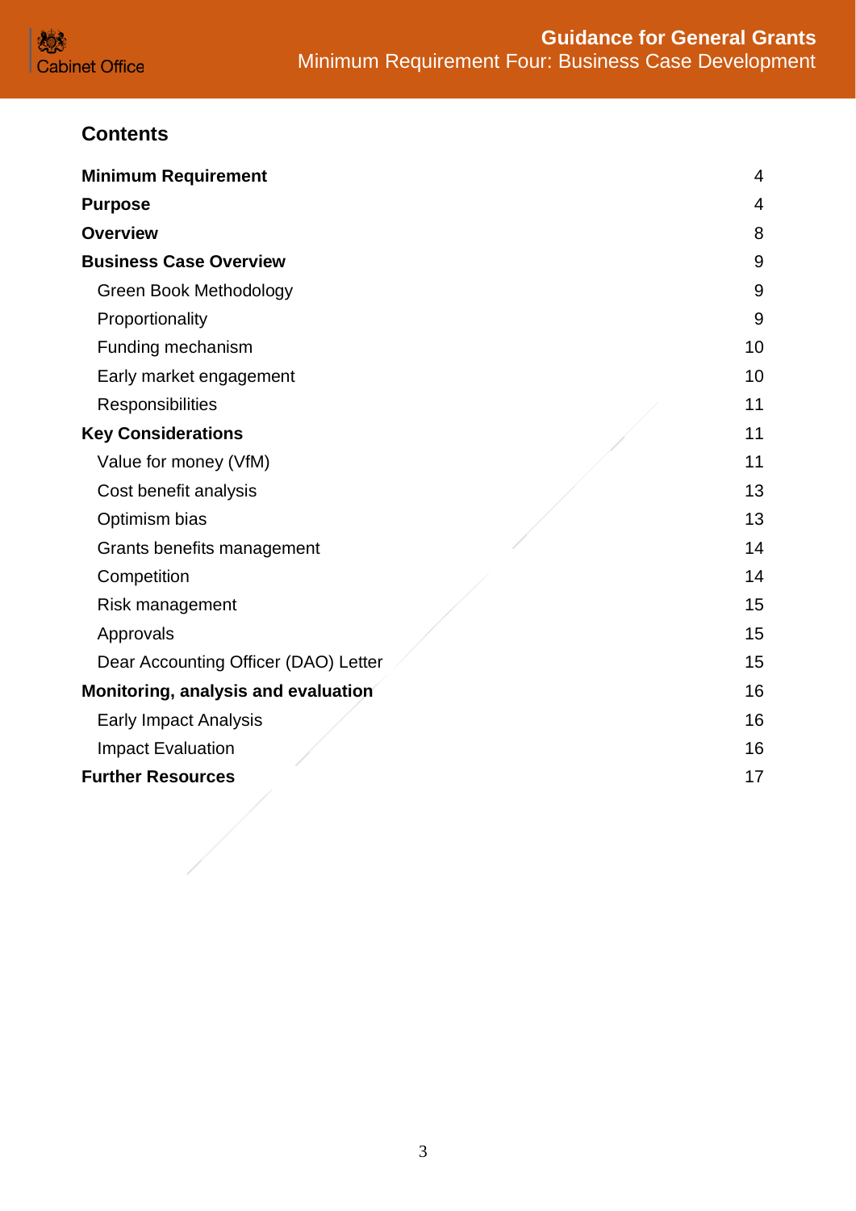## Contents

| | |
|---|---|
| **Minimum Requirement** | 4 |
| **Purpose** | 4 |
| **Overview** | 8 |
| **Business Case Overview** | 9 |
| Green Book Methodology | 9 |
| Proportionality | 9 |
| Funding mechanism | 10 |
| Early market engagement | 10 |
| Responsibilities | 11 |
| **Key Considerations** | 11 |
| Value for money (VfM) | 11 |
| Cost benefit analysis | 13 |
| Optimism bias | 13 |
| Grants benefits management | 14 |
| Competition | 14 |
| Risk management | 15 |
| Approvals | 15 |
| Dear Accounting Officer (DAO) Letter | 15 |
| **Monitoring, analysis and evaluation** | 16 |
| Early Impact Analysis | 16 |
| Impact Evaluation | 16 |
| **Further Resources** | 17 |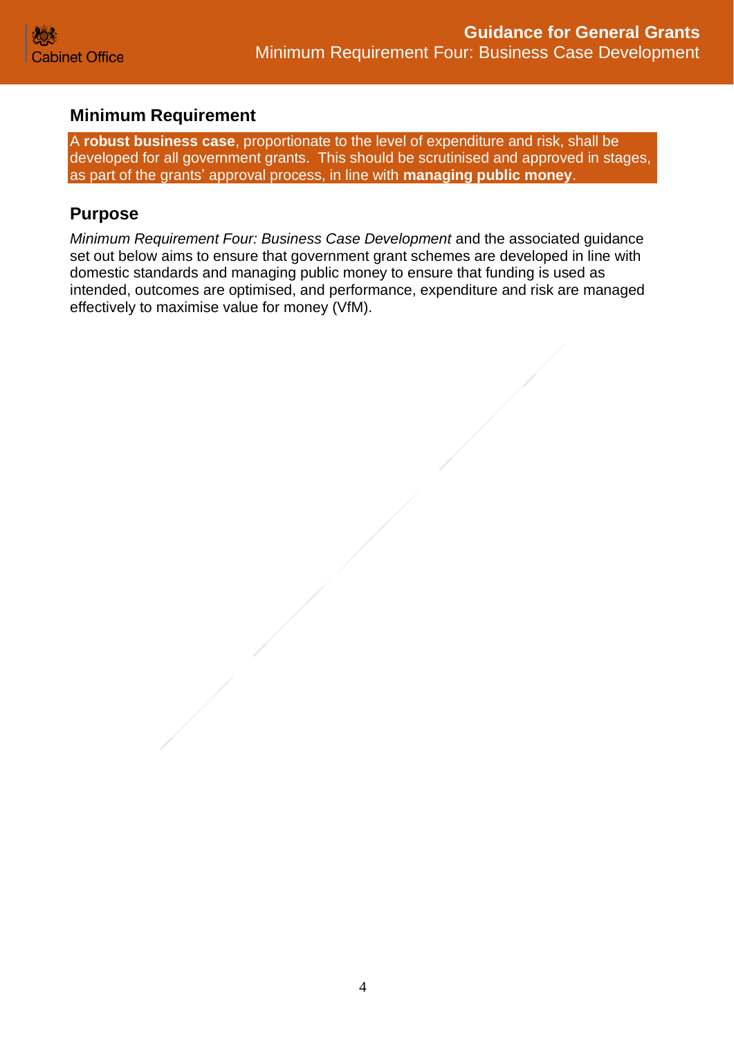## Minimum Requirement

A **robust business case**, proportionate to the level of expenditure and risk, shall be developed for all government grants. This should be scrutinised and approved in stages, as part of the grants' approval process, in line with **managing public money**.

## Purpose

*Minimum Requirement Four: Business Case Development* and the associated guidance set out below aims to ensure that government grant schemes are developed in line with domestic standards and managing public money to ensure that funding is used as intended, outcomes are optimised, and performance, expenditure and risk are managed effectively to maximise value for money (VfM).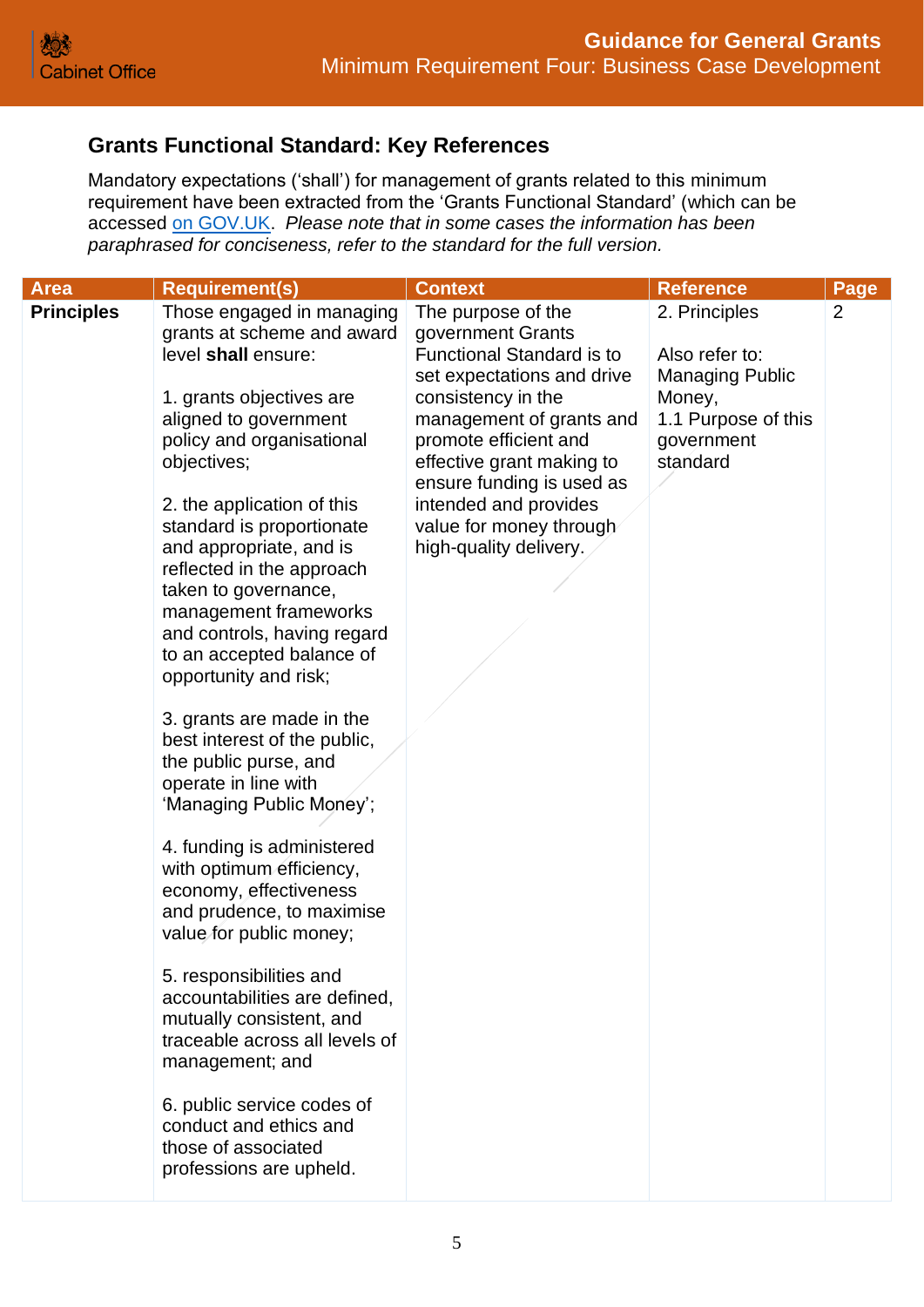## Grants Functional Standard: Key References

Mandatory expectations ('shall') for management of grants related to this minimum requirement have been extracted from the 'Grants Functional Standard' (which can be accessed on GOV.UK. *Please note that in some cases the information has been paraphrased for conciseness, refer to the standard for the full version.*

| Area | Requirement(s) | Context | Reference | Page |
|---|---|---|---|---|
| **Principles** | Those engaged in managing grants at scheme and award level **shall** ensure:<br><br>1. grants objectives are aligned to government policy and organisational objectives;<br><br>2. the application of this standard is proportionate and appropriate, and is reflected in the approach taken to governance, management frameworks and controls, having regard to an accepted balance of opportunity and risk;<br><br>3. grants are made in the best interest of the public, the public purse, and operate in line with 'Managing Public Money';<br><br>4. funding is administered with optimum efficiency, economy, effectiveness and prudence, to maximise value for public money;<br><br>5. responsibilities and accountabilities are defined, mutually consistent, and traceable across all levels of management; and<br><br>6. public service codes of conduct and ethics and those of associated professions are upheld. | The purpose of the government Grants Functional Standard is to set expectations and drive consistency in the management of grants and promote efficient and effective grant making to ensure funding is used as intended and provides value for money through high-quality delivery. | 2. Principles<br><br>Also refer to: Managing Public Money, 1.1 Purpose of this government standard | 2 |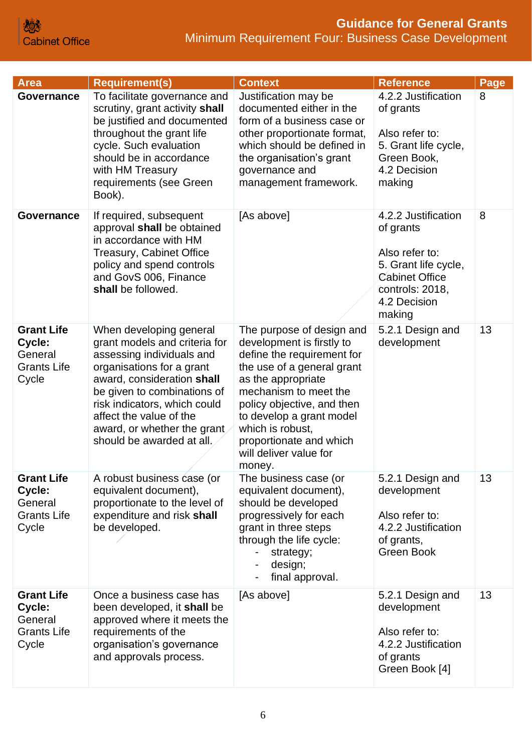| Area | Requirement(s) | Context | Reference | Page |
|---|---|---|---|---|
| **Governance** | To facilitate governance and scrutiny, grant activity **shall** be justified and documented throughout the grant life cycle. Such evaluation should be in accordance with HM Treasury requirements (see Green Book). | Justification may be documented either in the form of a business case or other proportionate format, which should be defined in the organisation's grant governance and management framework. | 4.2.2 Justification of grants<br><br>Also refer to:<br>5. Grant life cycle, Green Book, 4.2 Decision making | 8 |
| **Governance** | If required, subsequent approval **shall** be obtained in accordance with HM Treasury, Cabinet Office policy and spend controls and GovS 006, Finance **shall** be followed. | [As above] | 4.2.2 Justification of grants<br><br>Also refer to:<br>5. Grant life cycle, Cabinet Office controls: 2018, 4.2 Decision making | 8 |
| **Grant Life Cycle:** General Grants Life Cycle | When developing general grant models and criteria for assessing individuals and organisations for a grant award, consideration **shall** be given to combinations of risk indicators, which could affect the value of the award, or whether the grant should be awarded at all. | The purpose of design and development is firstly to define the requirement for the use of a general grant as the appropriate mechanism to meet the policy objective, and then to develop a grant model which is robust, proportionate and which will deliver value for money. | 5.2.1 Design and development | 13 |
| **Grant Life Cycle:** General Grants Life Cycle | A robust business case (or equivalent document), proportionate to the level of expenditure and risk **shall** be developed. | The business case (or equivalent document), should be developed progressively for each grant in three steps through the life cycle:<br>- strategy;<br>- design;<br>- final approval. | 5.2.1 Design and development<br><br>Also refer to:<br>4.2.2 Justification of grants, Green Book | 13 |
| **Grant Life Cycle:** General Grants Life Cycle | Once a business case has been developed, it **shall** be approved where it meets the requirements of the organisation's governance and approvals process. | [As above] | 5.2.1 Design and development<br><br>Also refer to:<br>4.2.2 Justification of grants<br>Green Book [4] | 13 |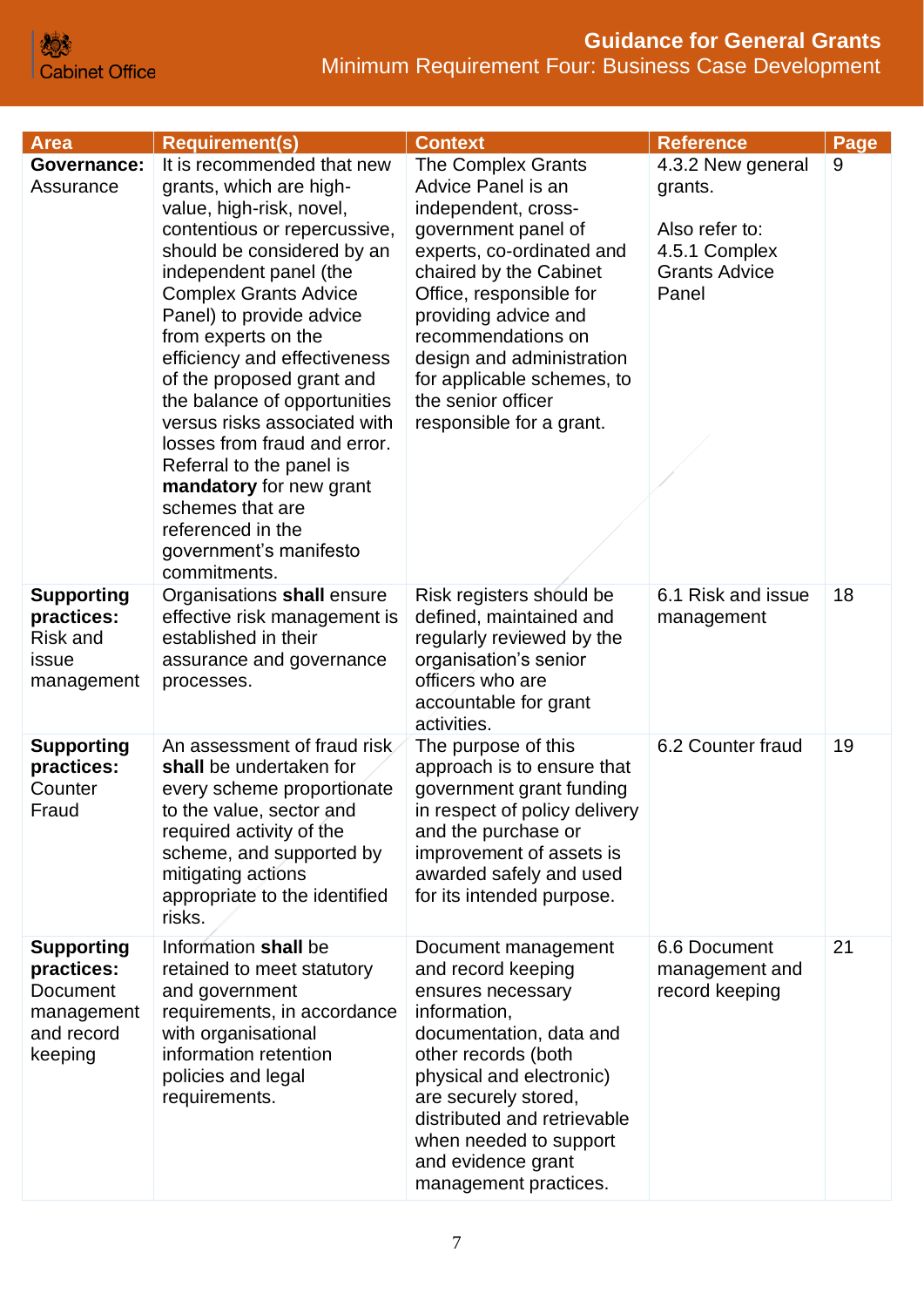| Area | Requirement(s) | Context | Reference | Page |
|---|---|---|---|---|
| **Governance:** Assurance | It is recommended that new grants, which are high-value, high-risk, novel, contentious or repercussive, should be considered by an independent panel (the Complex Grants Advice Panel) to provide advice from experts on the efficiency and effectiveness of the proposed grant and the balance of opportunities versus risks associated with losses from fraud and error. Referral to the panel is **mandatory** for new grant schemes that are referenced in the government's manifesto commitments. | The Complex Grants Advice Panel is an independent, cross-government panel of experts, co-ordinated and chaired by the Cabinet Office, responsible for providing advice and recommendations on design and administration for applicable schemes, to the senior officer responsible for a grant. | 4.3.2 New general grants.<br><br>Also refer to: 4.5.1 Complex Grants Advice Panel | 9 |
| **Supporting practices:** Risk and issue management | Organisations **shall** ensure effective risk management is established in their assurance and governance processes. | Risk registers should be defined, maintained and regularly reviewed by the organisation's senior officers who are accountable for grant activities. | 6.1 Risk and issue management | 18 |
| **Supporting practices:** Counter Fraud | An assessment of fraud risk **shall** be undertaken for every scheme proportionate to the value, sector and required activity of the scheme, and supported by mitigating actions appropriate to the identified risks. | The purpose of this approach is to ensure that government grant funding in respect of policy delivery and the purchase or improvement of assets is awarded safely and used for its intended purpose. | 6.2 Counter fraud | 19 |
| **Supporting practices:** Document management and record keeping | Information **shall** be retained to meet statutory and government requirements, in accordance with organisational information retention policies and legal requirements. | Document management and record keeping ensures necessary information, documentation, data and other records (both physical and electronic) are securely stored, distributed and retrievable when needed to support and evidence grant management practices. | 6.6 Document management and record keeping | 21 |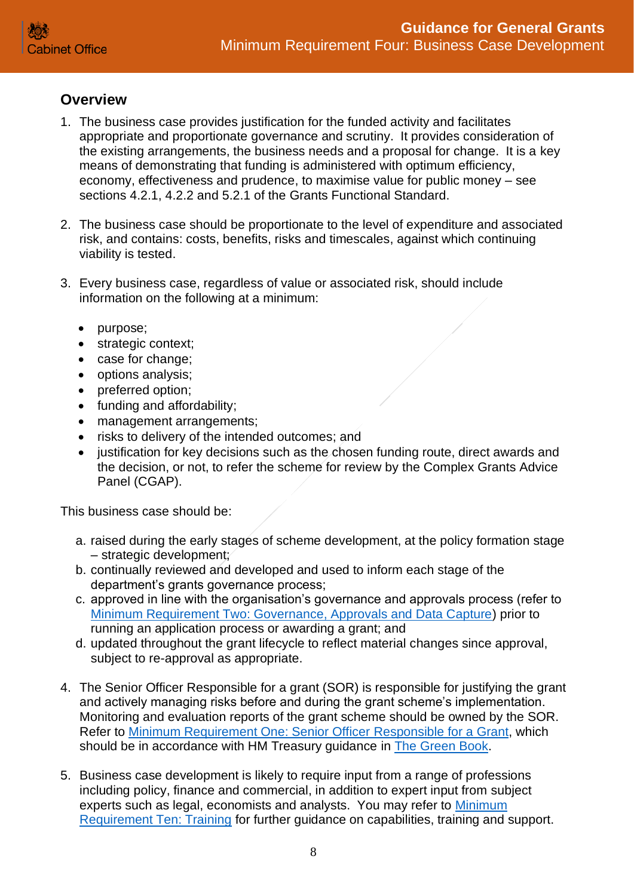## Overview

1. The business case provides justification for the funded activity and facilitates appropriate and proportionate governance and scrutiny. It provides consideration of the existing arrangements, the business needs and a proposal for change. It is a key means of demonstrating that funding is administered with optimum efficiency, economy, effectiveness and prudence, to maximise value for public money – see sections 4.2.1, 4.2.2 and 5.2.1 of the Grants Functional Standard.

2. The business case should be proportionate to the level of expenditure and associated risk, and contains: costs, benefits, risks and timescales, against which continuing viability is tested.

3. Every business case, regardless of value or associated risk, should include information on the following at a minimum:

   - purpose;
   - strategic context;
   - case for change;
   - options analysis;
   - preferred option;
   - funding and affordability;
   - management arrangements;
   - risks to delivery of the intended outcomes; and
   - justification for key decisions such as the chosen funding route, direct awards and the decision, or not, to refer the scheme for review by the Complex Grants Advice Panel (CGAP).

   This business case should be:

   a. raised during the early stages of scheme development, at the policy formation stage – strategic development;
   b. continually reviewed and developed and used to inform each stage of the department's grants governance process;
   c. approved in line with the organisation's governance and approvals process (refer to Minimum Requirement Two: Governance, Approvals and Data Capture) prior to running an application process or awarding a grant; and
   d. updated throughout the grant lifecycle to reflect material changes since approval, subject to re-approval as appropriate.

4. The Senior Officer Responsible for a grant (SOR) is responsible for justifying the grant and actively managing risks before and during the grant scheme's implementation. Monitoring and evaluation reports of the grant scheme should be owned by the SOR. Refer to Minimum Requirement One: Senior Officer Responsible for a Grant, which should be in accordance with HM Treasury guidance in The Green Book.

5. Business case development is likely to require input from a range of professions including policy, finance and commercial, in addition to expert input from subject experts such as legal, economists and analysts. You may refer to Minimum Requirement Ten: Training for further guidance on capabilities, training and support.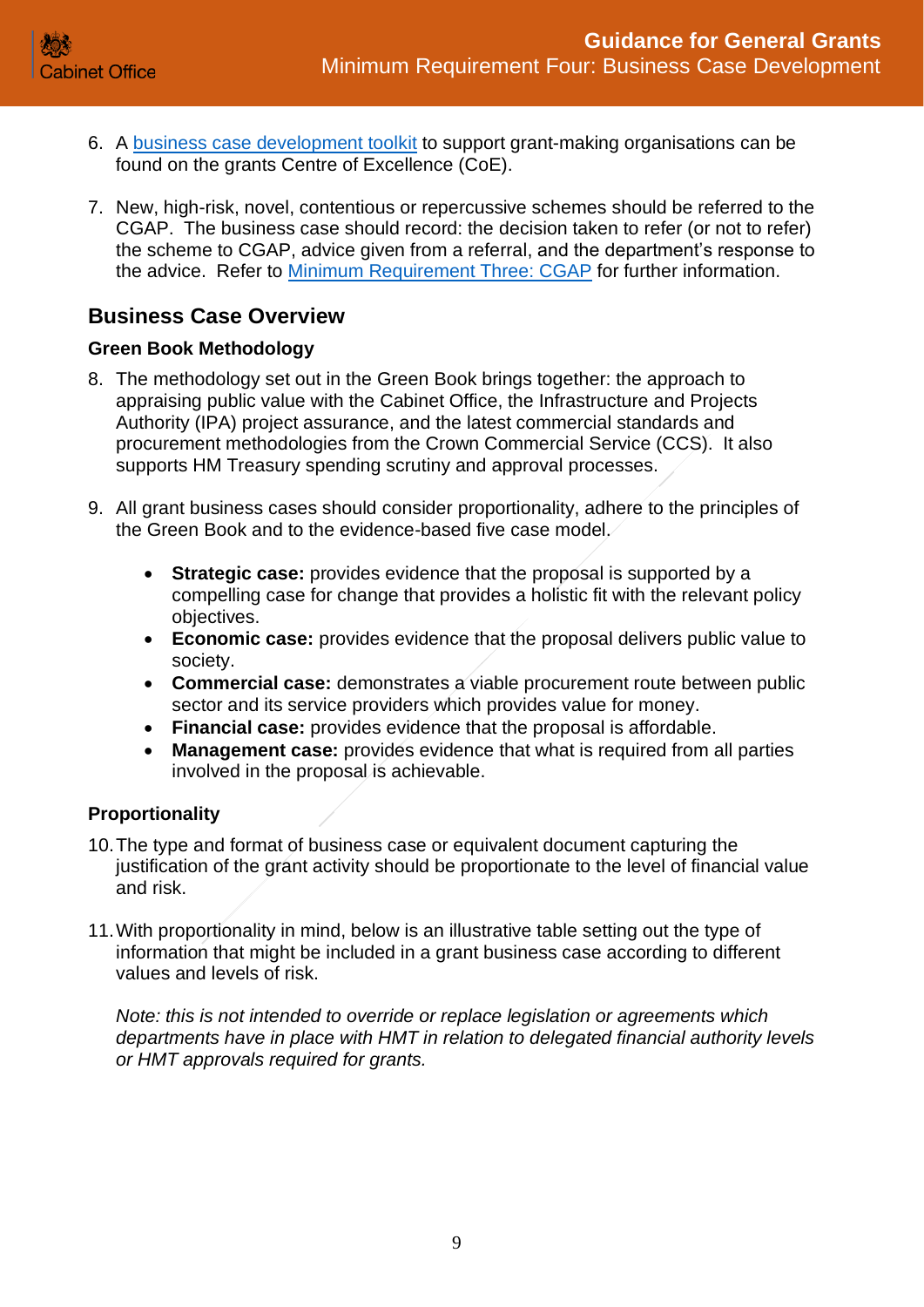6. A [business case development toolkit]() to support grant-making organisations can be found on the grants Centre of Excellence (CoE).

7. New, high-risk, novel, contentious or repercussive schemes should be referred to the CGAP. The business case should record: the decision taken to refer (or not to refer) the scheme to CGAP, advice given from a referral, and the department's response to the advice. Refer to [Minimum Requirement Three: CGAP]() for further information.

## Business Case Overview

### Green Book Methodology

8. The methodology set out in the Green Book brings together: the approach to appraising public value with the Cabinet Office, the Infrastructure and Projects Authority (IPA) project assurance, and the latest commercial standards and procurement methodologies from the Crown Commercial Service (CCS). It also supports HM Treasury spending scrutiny and approval processes.

9. All grant business cases should consider proportionality, adhere to the principles of the Green Book and to the evidence-based five case model.

    - **Strategic case:** provides evidence that the proposal is supported by a compelling case for change that provides a holistic fit with the relevant policy objectives.
    - **Economic case:** provides evidence that the proposal delivers public value to society.
    - **Commercial case:** demonstrates a viable procurement route between public sector and its service providers which provides value for money.
    - **Financial case:** provides evidence that the proposal is affordable.
    - **Management case:** provides evidence that what is required from all parties involved in the proposal is achievable.

### Proportionality

10. The type and format of business case or equivalent document capturing the justification of the grant activity should be proportionate to the level of financial value and risk.

11. With proportionality in mind, below is an illustrative table setting out the type of information that might be included in a grant business case according to different values and levels of risk.

    *Note: this is not intended to override or replace legislation or agreements which departments have in place with HMT in relation to delegated financial authority levels or HMT approvals required for grants.*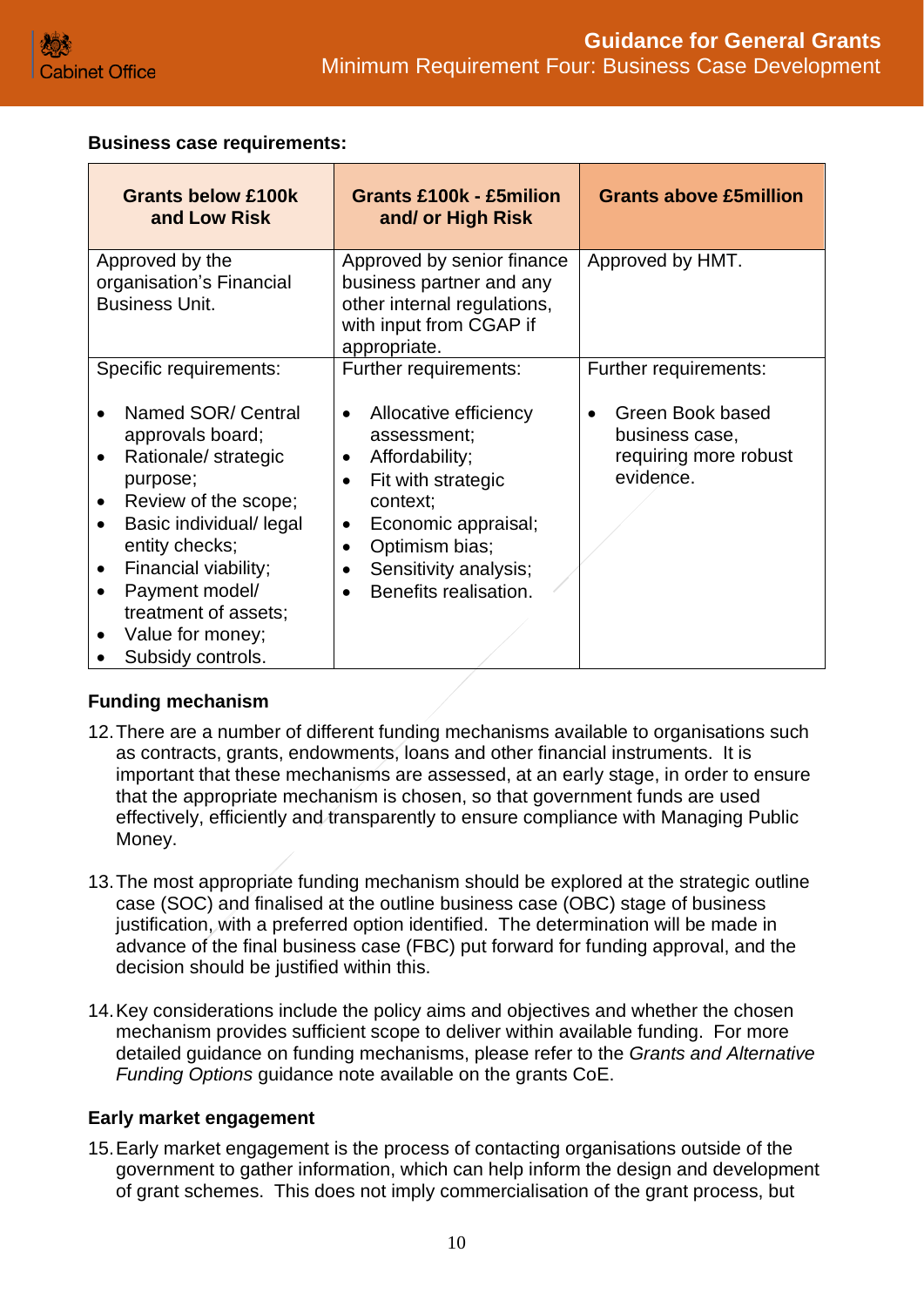**Business case requirements:**

| Grants below £100k and Low Risk | Grants £100k - £5milion and/ or High Risk | Grants above £5million |
|---|---|---|
| Approved by the organisation's Financial Business Unit. | Approved by senior finance business partner and any other internal regulations, with input from CGAP if appropriate. | Approved by HMT. |
| Specific requirements:<br><br>• Named SOR/ Central approvals board;<br>• Rationale/ strategic purpose;<br>• Review of the scope;<br>• Basic individual/ legal entity checks;<br>• Financial viability;<br>• Payment model/ treatment of assets;<br>• Value for money;<br>• Subsidy controls. | Further requirements:<br><br>• Allocative efficiency assessment;<br>• Affordability;<br>• Fit with strategic context;<br>• Economic appraisal;<br>• Optimism bias;<br>• Sensitivity analysis;<br>• Benefits realisation. | Further requirements:<br><br>• Green Book based business case, requiring more robust evidence. |

**Funding mechanism**

12. There are a number of different funding mechanisms available to organisations such as contracts, grants, endowments, loans and other financial instruments. It is important that these mechanisms are assessed, at an early stage, in order to ensure that the appropriate mechanism is chosen, so that government funds are used effectively, efficiently and transparently to ensure compliance with Managing Public Money.

13. The most appropriate funding mechanism should be explored at the strategic outline case (SOC) and finalised at the outline business case (OBC) stage of business justification, with a preferred option identified. The determination will be made in advance of the final business case (FBC) put forward for funding approval, and the decision should be justified within this.

14. Key considerations include the policy aims and objectives and whether the chosen mechanism provides sufficient scope to deliver within available funding. For more detailed guidance on funding mechanisms, please refer to the *Grants and Alternative Funding Options* guidance note available on the grants CoE.

**Early market engagement**

15. Early market engagement is the process of contacting organisations outside of the government to gather information, which can help inform the design and development of grant schemes. This does not imply commercialisation of the grant process, but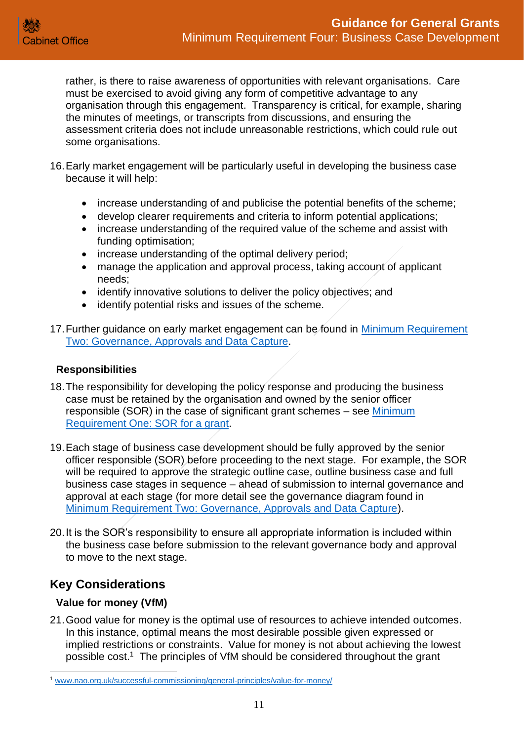rather, is there to raise awareness of opportunities with relevant organisations. Care must be exercised to avoid giving any form of competitive advantage to any organisation through this engagement. Transparency is critical, for example, sharing the minutes of meetings, or transcripts from discussions, and ensuring the assessment criteria does not include unreasonable restrictions, which could rule out some organisations.

16. Early market engagement will be particularly useful in developing the business case because it will help:

    - increase understanding of and publicise the potential benefits of the scheme;
    - develop clearer requirements and criteria to inform potential applications;
    - increase understanding of the required value of the scheme and assist with funding optimisation;
    - increase understanding of the optimal delivery period;
    - manage the application and approval process, taking account of applicant needs;
    - identify innovative solutions to deliver the policy objectives; and
    - identify potential risks and issues of the scheme.

17. Further guidance on early market engagement can be found in [Minimum Requirement Two: Governance, Approvals and Data Capture](Minimum Requirement Two: Governance, Approvals and Data Capture).

### Responsibilities

18. The responsibility for developing the policy response and producing the business case must be retained by the organisation and owned by the senior officer responsible (SOR) in the case of significant grant schemes – see [Minimum Requirement One: SOR for a grant](Minimum Requirement One: SOR for a grant).

19. Each stage of business case development should be fully approved by the senior officer responsible (SOR) before proceeding to the next stage. For example, the SOR will be required to approve the strategic outline case, outline business case and full business case stages in sequence – ahead of submission to internal governance and approval at each stage (for more detail see the governance diagram found in [Minimum Requirement Two: Governance, Approvals and Data Capture](Minimum Requirement Two: Governance, Approvals and Data Capture)).

20. It is the SOR's responsibility to ensure all appropriate information is included within the business case before submission to the relevant governance body and approval to move to the next stage.

## Key Considerations

### Value for money (VfM)

21. Good value for money is the optimal use of resources to achieve intended outcomes. In this instance, optimal means the most desirable possible given expressed or implied restrictions or constraints. Value for money is not about achieving the lowest possible cost.[1] The principles of VfM should be considered throughout the grant

---

[1] www.nao.org.uk/successful-commissioning/general-principles/value-for-money/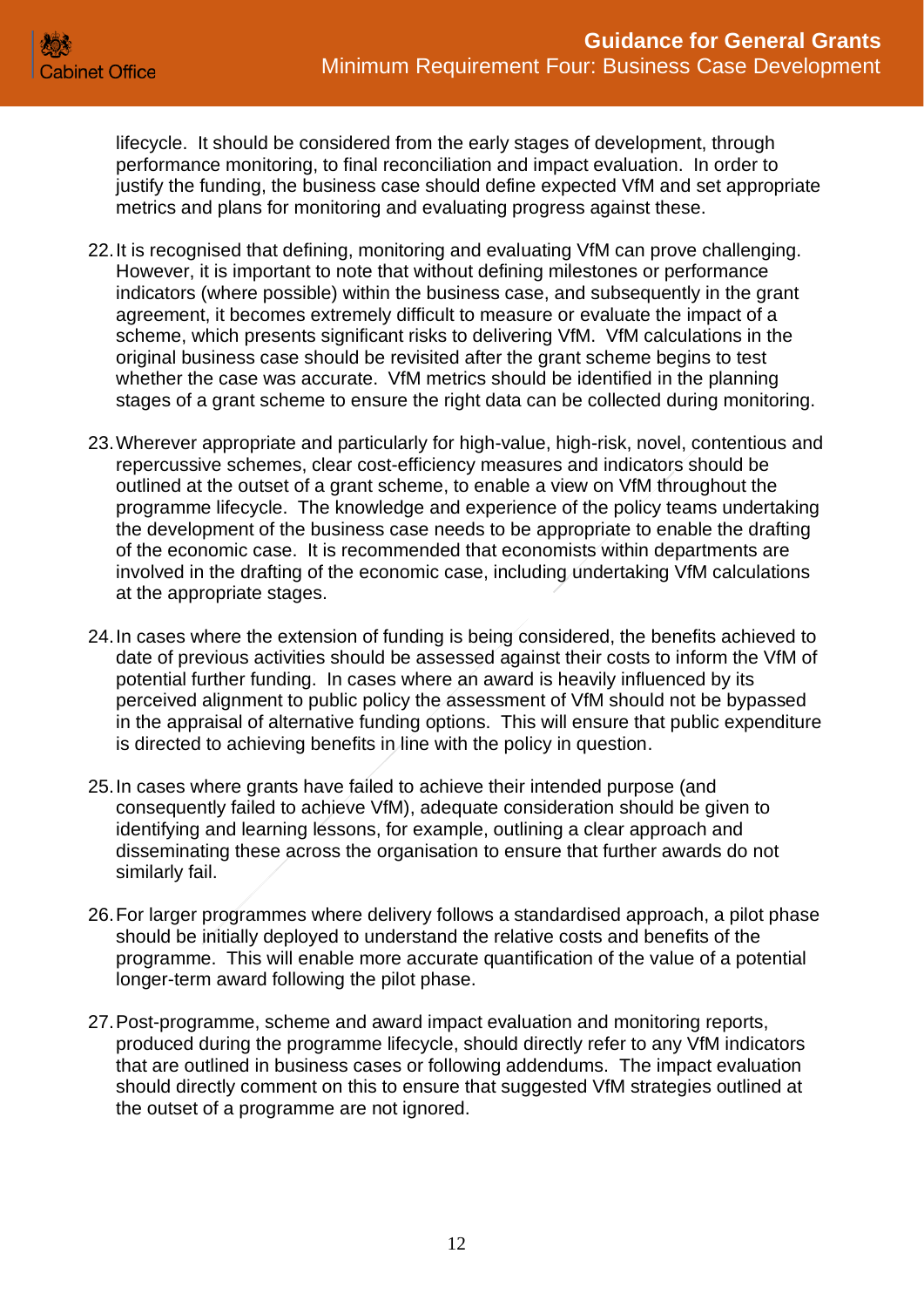lifecycle. It should be considered from the early stages of development, through performance monitoring, to final reconciliation and impact evaluation. In order to justify the funding, the business case should define expected VfM and set appropriate metrics and plans for monitoring and evaluating progress against these.

22. It is recognised that defining, monitoring and evaluating VfM can prove challenging. However, it is important to note that without defining milestones or performance indicators (where possible) within the business case, and subsequently in the grant agreement, it becomes extremely difficult to measure or evaluate the impact of a scheme, which presents significant risks to delivering VfM. VfM calculations in the original business case should be revisited after the grant scheme begins to test whether the case was accurate. VfM metrics should be identified in the planning stages of a grant scheme to ensure the right data can be collected during monitoring.

23. Wherever appropriate and particularly for high-value, high-risk, novel, contentious and repercussive schemes, clear cost-efficiency measures and indicators should be outlined at the outset of a grant scheme, to enable a view on VfM throughout the programme lifecycle. The knowledge and experience of the policy teams undertaking the development of the business case needs to be appropriate to enable the drafting of the economic case. It is recommended that economists within departments are involved in the drafting of the economic case, including undertaking VfM calculations at the appropriate stages.

24. In cases where the extension of funding is being considered, the benefits achieved to date of previous activities should be assessed against their costs to inform the VfM of potential further funding. In cases where an award is heavily influenced by its perceived alignment to public policy the assessment of VfM should not be bypassed in the appraisal of alternative funding options. This will ensure that public expenditure is directed to achieving benefits in line with the policy in question.

25. In cases where grants have failed to achieve their intended purpose (and consequently failed to achieve VfM), adequate consideration should be given to identifying and learning lessons, for example, outlining a clear approach and disseminating these across the organisation to ensure that further awards do not similarly fail.

26. For larger programmes where delivery follows a standardised approach, a pilot phase should be initially deployed to understand the relative costs and benefits of the programme. This will enable more accurate quantification of the value of a potential longer-term award following the pilot phase.

27. Post-programme, scheme and award impact evaluation and monitoring reports, produced during the programme lifecycle, should directly refer to any VfM indicators that are outlined in business cases or following addendums. The impact evaluation should directly comment on this to ensure that suggested VfM strategies outlined at the outset of a programme are not ignored.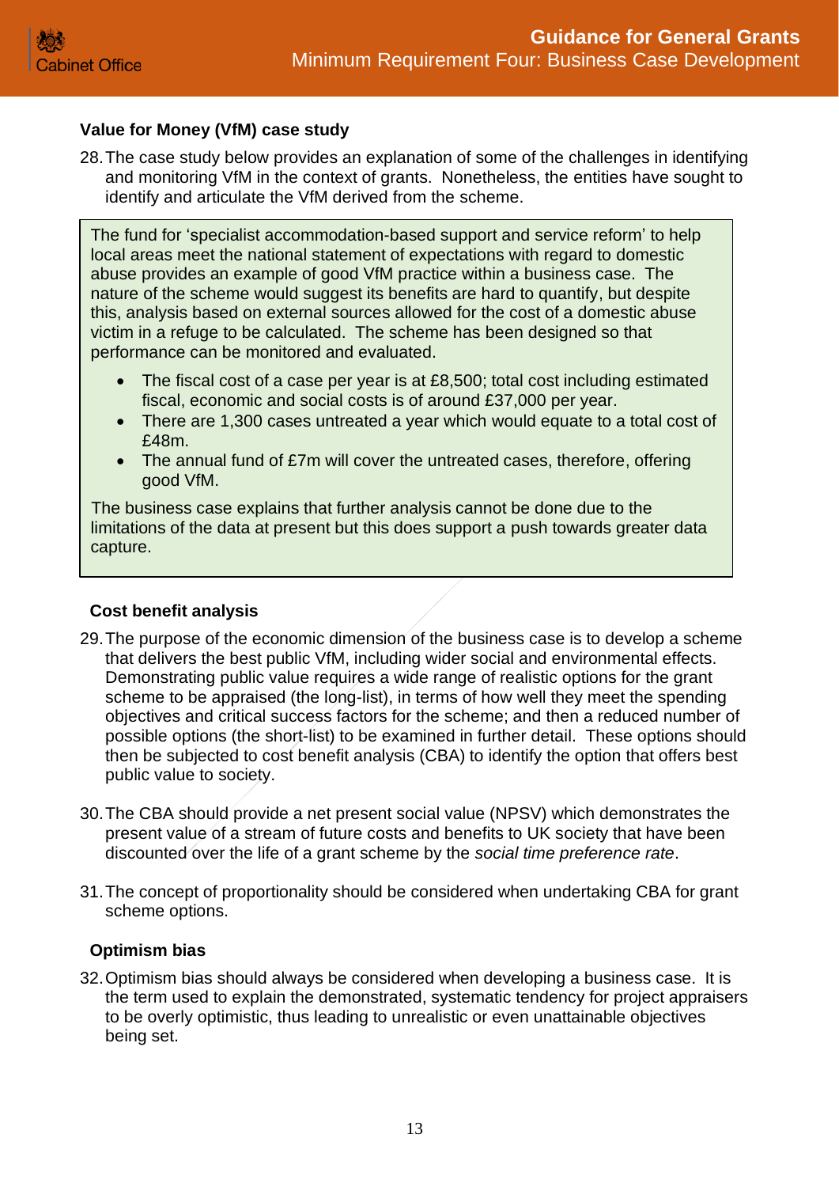### Value for Money (VfM) case study

28. The case study below provides an explanation of some of the challenges in identifying and monitoring VfM in the context of grants. Nonetheless, the entities have sought to identify and articulate the VfM derived from the scheme.

> The fund for 'specialist accommodation-based support and service reform' to help local areas meet the national statement of expectations with regard to domestic abuse provides an example of good VfM practice within a business case. The nature of the scheme would suggest its benefits are hard to quantify, but despite this, analysis based on external sources allowed for the cost of a domestic abuse victim in a refuge to be calculated. The scheme has been designed so that performance can be monitored and evaluated.
>
> - The fiscal cost of a case per year is at £8,500; total cost including estimated fiscal, economic and social costs is of around £37,000 per year.
> - There are 1,300 cases untreated a year which would equate to a total cost of £48m.
> - The annual fund of £7m will cover the untreated cases, therefore, offering good VfM.
>
> The business case explains that further analysis cannot be done due to the limitations of the data at present but this does support a push towards greater data capture.

### Cost benefit analysis

29. The purpose of the economic dimension of the business case is to develop a scheme that delivers the best public VfM, including wider social and environmental effects. Demonstrating public value requires a wide range of realistic options for the grant scheme to be appraised (the long-list), in terms of how well they meet the spending objectives and critical success factors for the scheme; and then a reduced number of possible options (the short-list) to be examined in further detail. These options should then be subjected to cost benefit analysis (CBA) to identify the option that offers best public value to society.

30. The CBA should provide a net present social value (NPSV) which demonstrates the present value of a stream of future costs and benefits to UK society that have been discounted over the life of a grant scheme by the *social time preference rate*.

31. The concept of proportionality should be considered when undertaking CBA for grant scheme options.

### Optimism bias

32. Optimism bias should always be considered when developing a business case. It is the term used to explain the demonstrated, systematic tendency for project appraisers to be overly optimistic, thus leading to unrealistic or even unattainable objectives being set.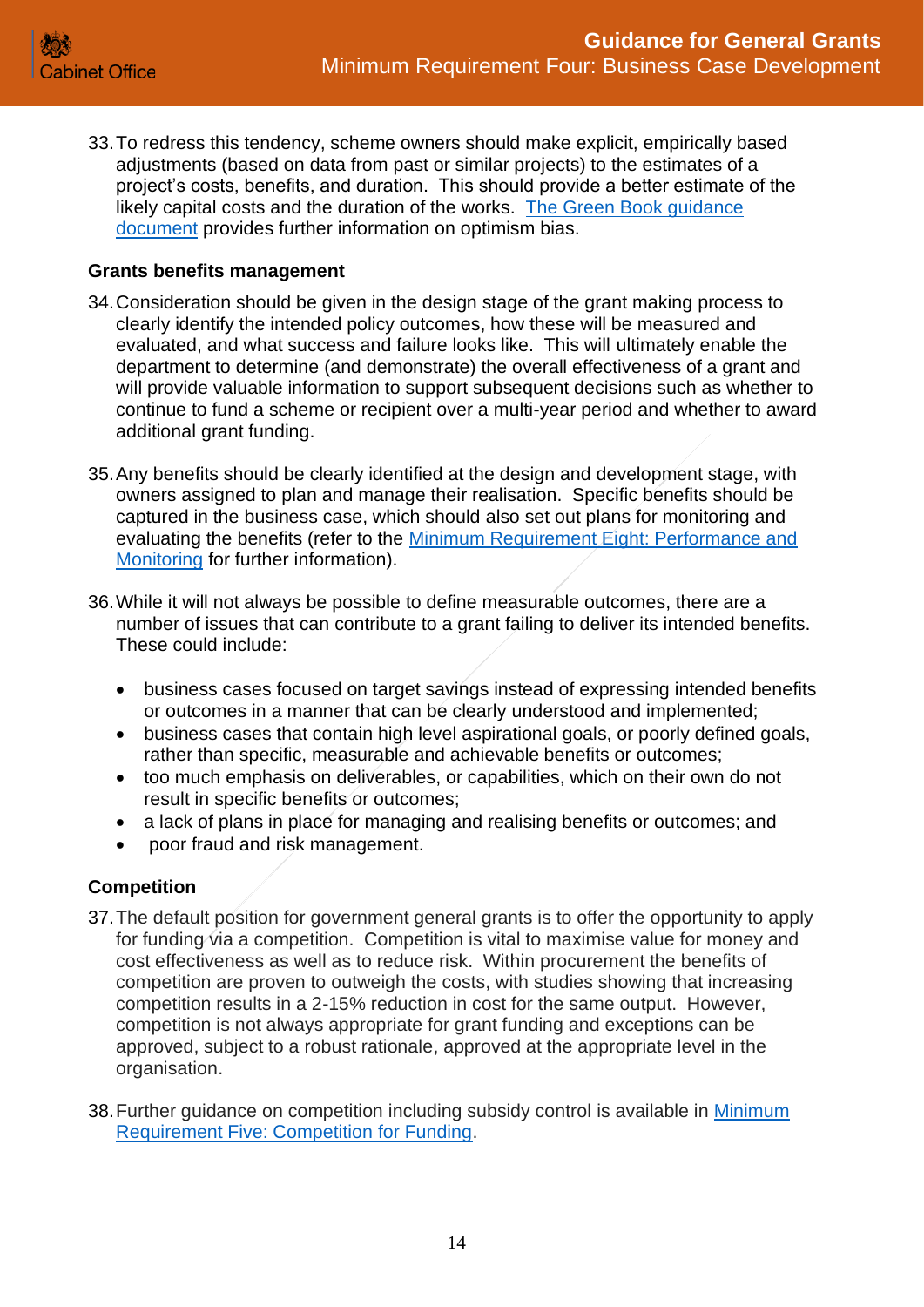33. To redress this tendency, scheme owners should make explicit, empirically based adjustments (based on data from past or similar projects) to the estimates of a project's costs, benefits, and duration. This should provide a better estimate of the likely capital costs and the duration of the works. [The Green Book guidance document](#) provides further information on optimism bias.

### Grants benefits management

34. Consideration should be given in the design stage of the grant making process to clearly identify the intended policy outcomes, how these will be measured and evaluated, and what success and failure looks like. This will ultimately enable the department to determine (and demonstrate) the overall effectiveness of a grant and will provide valuable information to support subsequent decisions such as whether to continue to fund a scheme or recipient over a multi-year period and whether to award additional grant funding.

35. Any benefits should be clearly identified at the design and development stage, with owners assigned to plan and manage their realisation. Specific benefits should be captured in the business case, which should also set out plans for monitoring and evaluating the benefits (refer to the [Minimum Requirement Eight: Performance and Monitoring](#) for further information).

36. While it will not always be possible to define measurable outcomes, there are a number of issues that can contribute to a grant failing to deliver its intended benefits. These could include:

    - business cases focused on target savings instead of expressing intended benefits or outcomes in a manner that can be clearly understood and implemented;
    - business cases that contain high level aspirational goals, or poorly defined goals, rather than specific, measurable and achievable benefits or outcomes;
    - too much emphasis on deliverables, or capabilities, which on their own do not result in specific benefits or outcomes;
    - a lack of plans in place for managing and realising benefits or outcomes; and
    - poor fraud and risk management.

### Competition

37. The default position for government general grants is to offer the opportunity to apply for funding via a competition. Competition is vital to maximise value for money and cost effectiveness as well as to reduce risk. Within procurement the benefits of competition are proven to outweigh the costs, with studies showing that increasing competition results in a 2-15% reduction in cost for the same output. However, competition is not always appropriate for grant funding and exceptions can be approved, subject to a robust rationale, approved at the appropriate level in the organisation.

38. Further guidance on competition including subsidy control is available in [Minimum Requirement Five: Competition for Funding](#).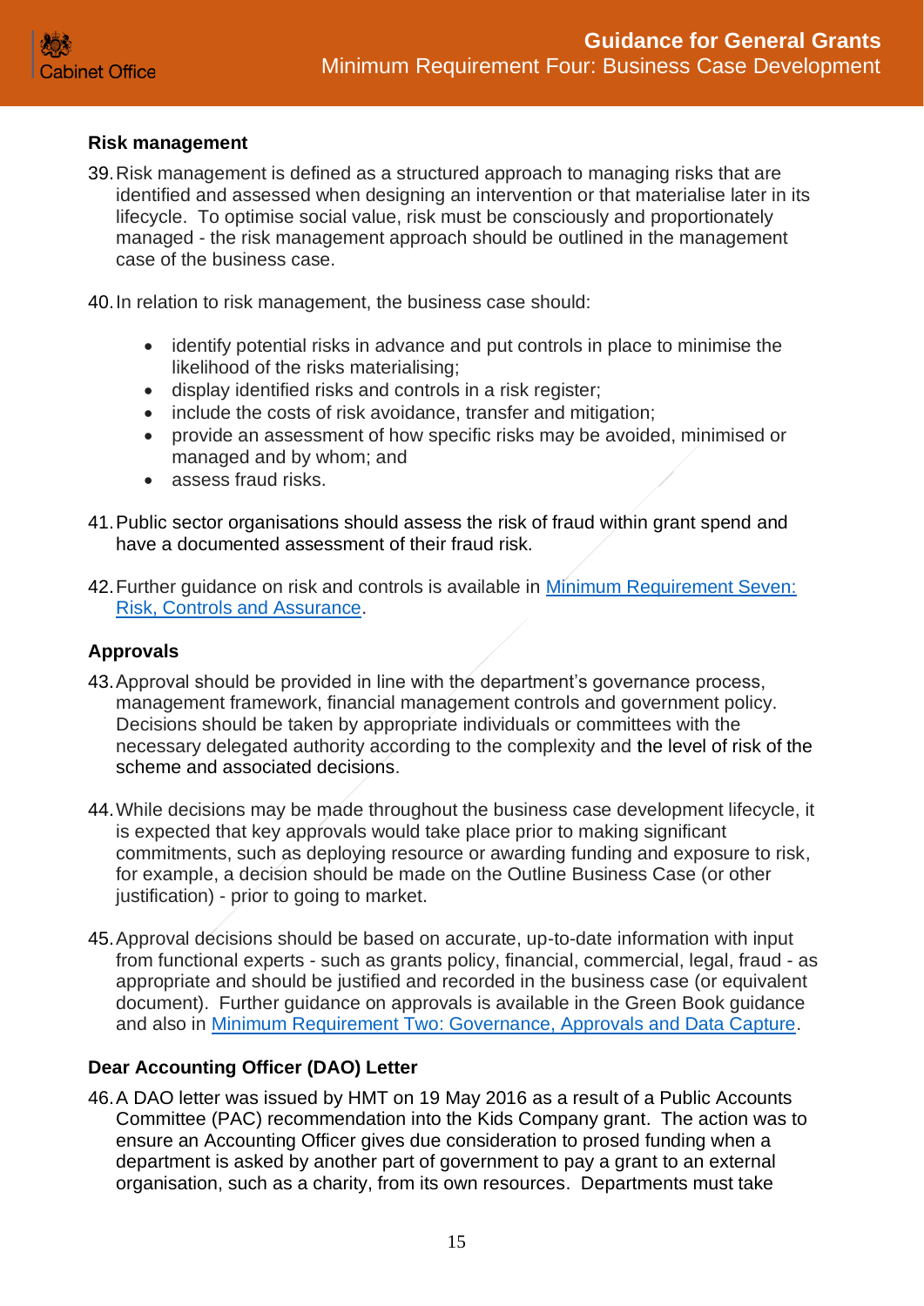### Risk management

39. Risk management is defined as a structured approach to managing risks that are identified and assessed when designing an intervention or that materialise later in its lifecycle. To optimise social value, risk must be consciously and proportionately managed - the risk management approach should be outlined in the management case of the business case.

40. In relation to risk management, the business case should:

    - identify potential risks in advance and put controls in place to minimise the likelihood of the risks materialising;
    - display identified risks and controls in a risk register;
    - include the costs of risk avoidance, transfer and mitigation;
    - provide an assessment of how specific risks may be avoided, minimised or managed and by whom; and
    - assess fraud risks.

41. Public sector organisations should assess the risk of fraud within grant spend and have a documented assessment of their fraud risk.

42. Further guidance on risk and controls is available in Minimum Requirement Seven: Risk, Controls and Assurance.

### Approvals

43. Approval should be provided in line with the department's governance process, management framework, financial management controls and government policy. Decisions should be taken by appropriate individuals or committees with the necessary delegated authority according to the complexity and the level of risk of the scheme and associated decisions.

44. While decisions may be made throughout the business case development lifecycle, it is expected that key approvals would take place prior to making significant commitments, such as deploying resource or awarding funding and exposure to risk, for example, a decision should be made on the Outline Business Case (or other justification) - prior to going to market.

45. Approval decisions should be based on accurate, up-to-date information with input from functional experts - such as grants policy, financial, commercial, legal, fraud - as appropriate and should be justified and recorded in the business case (or equivalent document). Further guidance on approvals is available in the Green Book guidance and also in Minimum Requirement Two: Governance, Approvals and Data Capture.

### Dear Accounting Officer (DAO) Letter

46. A DAO letter was issued by HMT on 19 May 2016 as a result of a Public Accounts Committee (PAC) recommendation into the Kids Company grant. The action was to ensure an Accounting Officer gives due consideration to prosed funding when a department is asked by another part of government to pay a grant to an external organisation, such as a charity, from its own resources. Departments must take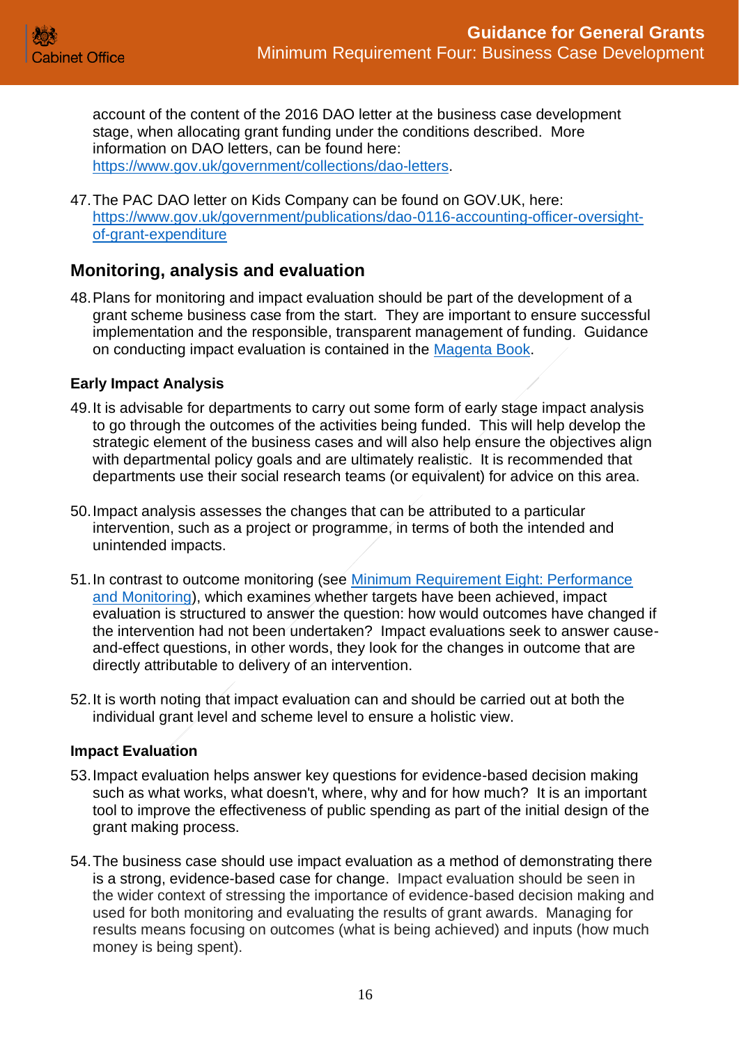account of the content of the 2016 DAO letter at the business case development stage, when allocating grant funding under the conditions described. More information on DAO letters, can be found here: [https://www.gov.uk/government/collections/dao-letters](https://www.gov.uk/government/collections/dao-letters).

47. The PAC DAO letter on Kids Company can be found on GOV.UK, here: [https://www.gov.uk/government/publications/dao-0116-accounting-officer-oversight-of-grant-expenditure](https://www.gov.uk/government/publications/dao-0116-accounting-officer-oversight-of-grant-expenditure)

## Monitoring, analysis and evaluation

48. Plans for monitoring and impact evaluation should be part of the development of a grant scheme business case from the start. They are important to ensure successful implementation and the responsible, transparent management of funding. Guidance on conducting impact evaluation is contained in the Magenta Book.

### Early Impact Analysis

49. It is advisable for departments to carry out some form of early stage impact analysis to go through the outcomes of the activities being funded. This will help develop the strategic element of the business cases and will also help ensure the objectives align with departmental policy goals and are ultimately realistic. It is recommended that departments use their social research teams (or equivalent) for advice on this area.

50. Impact analysis assesses the changes that can be attributed to a particular intervention, such as a project or programme, in terms of both the intended and unintended impacts.

51. In contrast to outcome monitoring (see Minimum Requirement Eight: Performance and Monitoring), which examines whether targets have been achieved, impact evaluation is structured to answer the question: how would outcomes have changed if the intervention had not been undertaken? Impact evaluations seek to answer cause-and-effect questions, in other words, they look for the changes in outcome that are directly attributable to delivery of an intervention.

52. It is worth noting that impact evaluation can and should be carried out at both the individual grant level and scheme level to ensure a holistic view.

### Impact Evaluation

53. Impact evaluation helps answer key questions for evidence-based decision making such as what works, what doesn't, where, why and for how much? It is an important tool to improve the effectiveness of public spending as part of the initial design of the grant making process.

54. The business case should use impact evaluation as a method of demonstrating there is a strong, evidence-based case for change. Impact evaluation should be seen in the wider context of stressing the importance of evidence-based decision making and used for both monitoring and evaluating the results of grant awards. Managing for results means focusing on outcomes (what is being achieved) and inputs (how much money is being spent).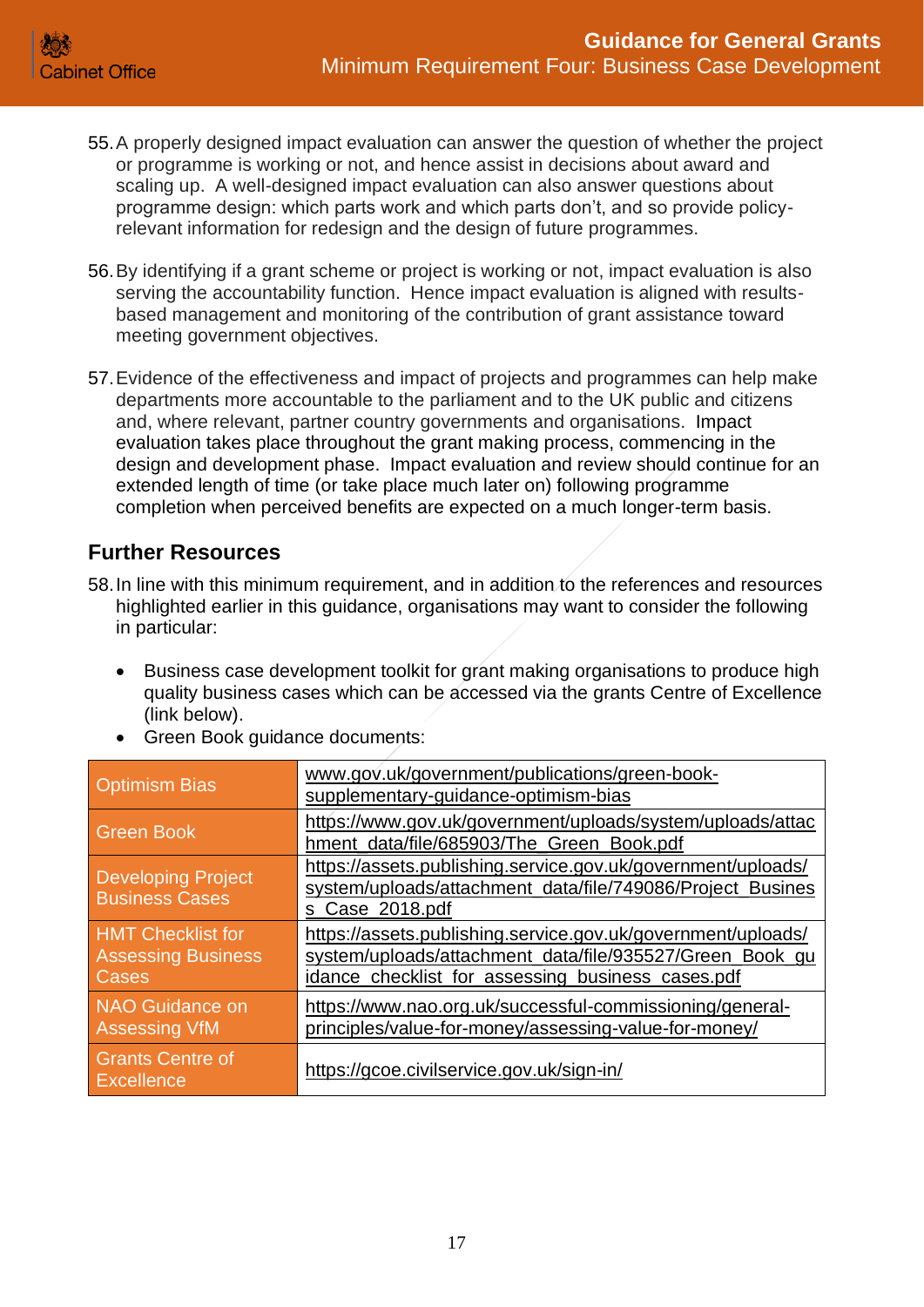55. A properly designed impact evaluation can answer the question of whether the project or programme is working or not, and hence assist in decisions about award and scaling up. A well-designed impact evaluation can also answer questions about programme design: which parts work and which parts don't, and so provide policy-relevant information for redesign and the design of future programmes.

56. By identifying if a grant scheme or project is working or not, impact evaluation is also serving the accountability function. Hence impact evaluation is aligned with results-based management and monitoring of the contribution of grant assistance toward meeting government objectives.

57. Evidence of the effectiveness and impact of projects and programmes can help make departments more accountable to the parliament and to the UK public and citizens and, where relevant, partner country governments and organisations. Impact evaluation takes place throughout the grant making process, commencing in the design and development phase. Impact evaluation and review should continue for an extended length of time (or take place much later on) following programme completion when perceived benefits are expected on a much longer-term basis.

## Further Resources

58. In line with this minimum requirement, and in addition to the references and resources highlighted earlier in this guidance, organisations may want to consider the following in particular:

- Business case development toolkit for grant making organisations to produce high quality business cases which can be accessed via the grants Centre of Excellence (link below).
- Green Book guidance documents:

| | |
|---|---|
| Optimism Bias | www.gov.uk/government/publications/green-book-supplementary-guidance-optimism-bias |
| Green Book | https://www.gov.uk/government/uploads/system/uploads/attachment_data/file/685903/The_Green_Book.pdf |
| Developing Project Business Cases | https://assets.publishing.service.gov.uk/government/uploads/system/uploads/attachment_data/file/749086/Project_Business_Case_2018.pdf |
| HMT Checklist for Assessing Business Cases | https://assets.publishing.service.gov.uk/government/uploads/system/uploads/attachment_data/file/935527/Green_Book_guidance_checklist_for_assessing_business_cases.pdf |
| NAO Guidance on Assessing VfM | https://www.nao.org.uk/successful-commissioning/general-principles/value-for-money/assessing-value-for-money/ |
| Grants Centre of Excellence | https://gcoe.civilservice.gov.uk/sign-in/ |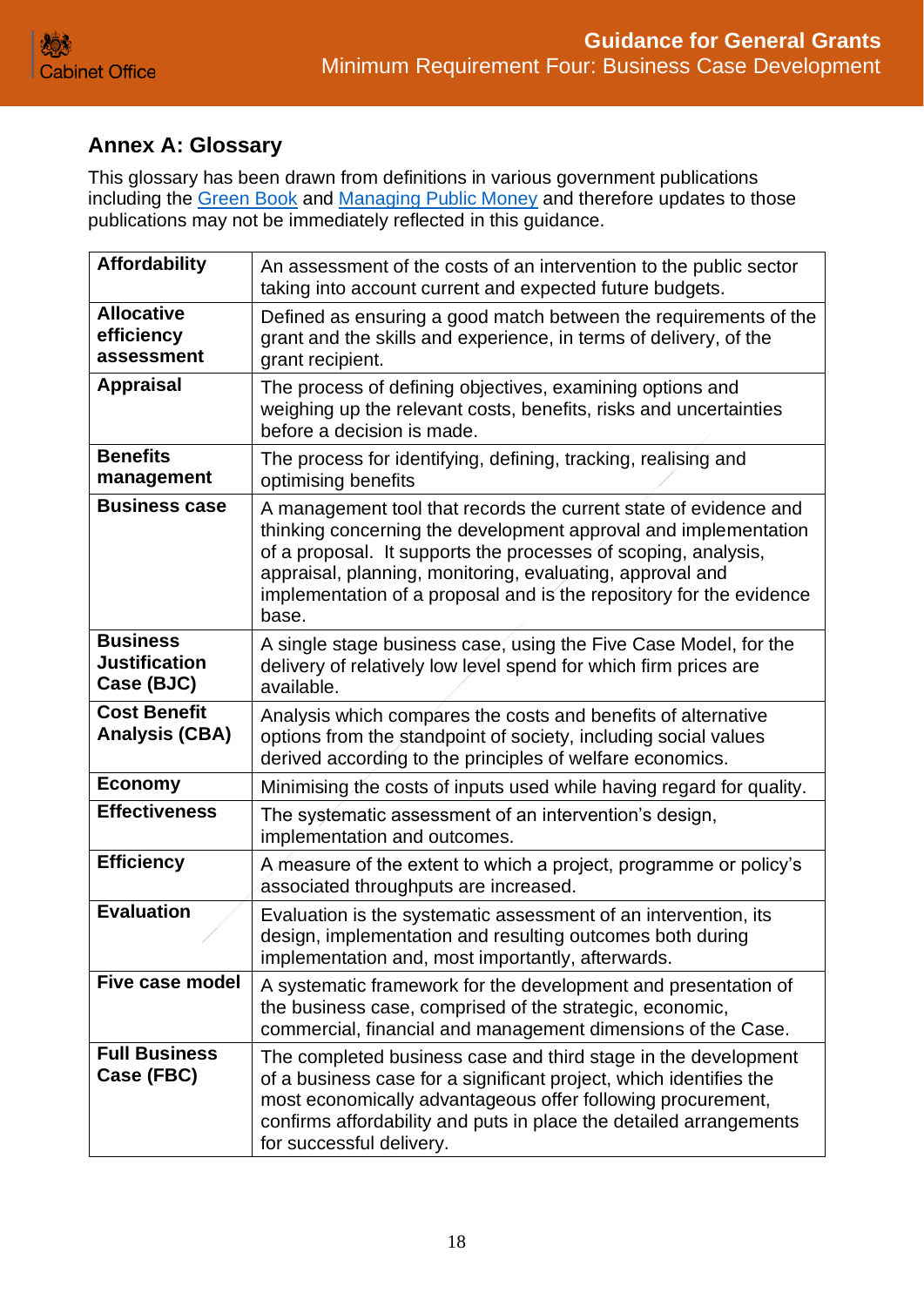## Annex A: Glossary

This glossary has been drawn from definitions in various government publications including the [Green Book] and [Managing Public Money] and therefore updates to those publications may not be immediately reflected in this guidance.

| | |
|---|---|
| **Affordability** | An assessment of the costs of an intervention to the public sector taking into account current and expected future budgets. |
| **Allocative efficiency assessment** | Defined as ensuring a good match between the requirements of the grant and the skills and experience, in terms of delivery, of the grant recipient. |
| **Appraisal** | The process of defining objectives, examining options and weighing up the relevant costs, benefits, risks and uncertainties before a decision is made. |
| **Benefits management** | The process for identifying, defining, tracking, realising and optimising benefits |
| **Business case** | A management tool that records the current state of evidence and thinking concerning the development approval and implementation of a proposal. It supports the processes of scoping, analysis, appraisal, planning, monitoring, evaluating, approval and implementation of a proposal and is the repository for the evidence base. |
| **Business Justification Case (BJC)** | A single stage business case, using the Five Case Model, for the delivery of relatively low level spend for which firm prices are available. |
| **Cost Benefit Analysis (CBA)** | Analysis which compares the costs and benefits of alternative options from the standpoint of society, including social values derived according to the principles of welfare economics. |
| **Economy** | Minimising the costs of inputs used while having regard for quality. |
| **Effectiveness** | The systematic assessment of an intervention's design, implementation and outcomes. |
| **Efficiency** | A measure of the extent to which a project, programme or policy's associated throughputs are increased. |
| **Evaluation** | Evaluation is the systematic assessment of an intervention, its design, implementation and resulting outcomes both during implementation and, most importantly, afterwards. |
| **Five case model** | A systematic framework for the development and presentation of the business case, comprised of the strategic, economic, commercial, financial and management dimensions of the Case. |
| **Full Business Case (FBC)** | The completed business case and third stage in the development of a business case for a significant project, which identifies the most economically advantageous offer following procurement, confirms affordability and puts in place the detailed arrangements for successful delivery. |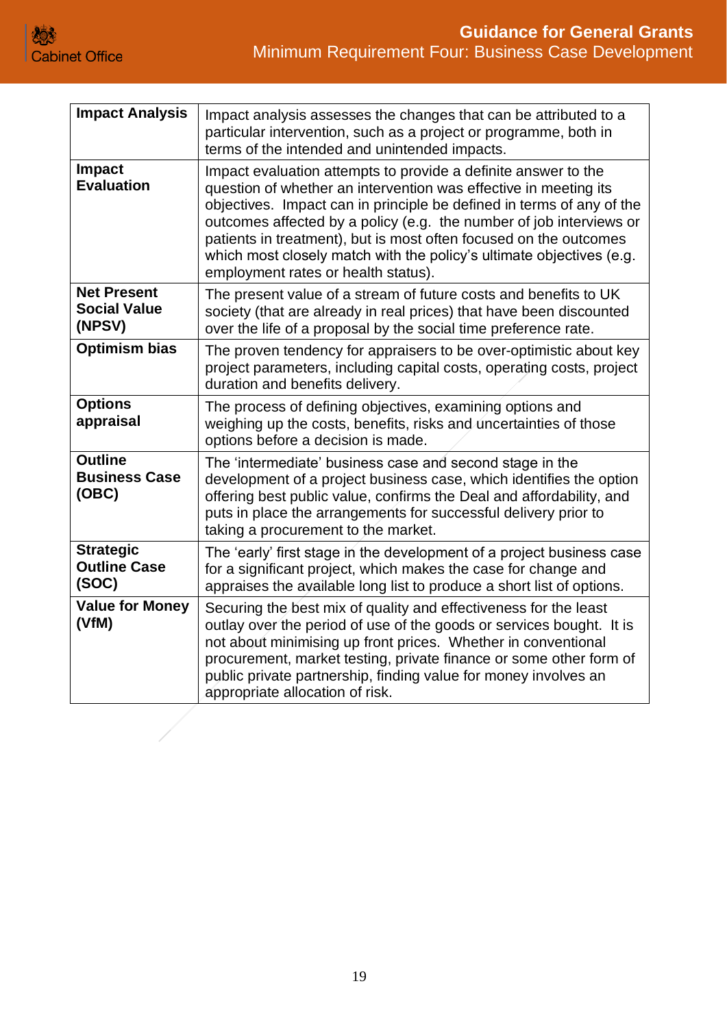| | |
|---|---|
| **Impact Analysis** | Impact analysis assesses the changes that can be attributed to a particular intervention, such as a project or programme, both in terms of the intended and unintended impacts. |
| **Impact Evaluation** | Impact evaluation attempts to provide a definite answer to the question of whether an intervention was effective in meeting its objectives. Impact can in principle be defined in terms of any of the outcomes affected by a policy (e.g. the number of job interviews or patients in treatment), but is most often focused on the outcomes which most closely match with the policy's ultimate objectives (e.g. employment rates or health status). |
| **Net Present Social Value (NPSV)** | The present value of a stream of future costs and benefits to UK society (that are already in real prices) that have been discounted over the life of a proposal by the social time preference rate. |
| **Optimism bias** | The proven tendency for appraisers to be over-optimistic about key project parameters, including capital costs, operating costs, project duration and benefits delivery. |
| **Options appraisal** | The process of defining objectives, examining options and weighing up the costs, benefits, risks and uncertainties of those options before a decision is made. |
| **Outline Business Case (OBC)** | The 'intermediate' business case and second stage in the development of a project business case, which identifies the option offering best public value, confirms the Deal and affordability, and puts in place the arrangements for successful delivery prior to taking a procurement to the market. |
| **Strategic Outline Case (SOC)** | The 'early' first stage in the development of a project business case for a significant project, which makes the case for change and appraises the available long list to produce a short list of options. |
| **Value for Money (VfM)** | Securing the best mix of quality and effectiveness for the least outlay over the period of use of the goods or services bought. It is not about minimising up front prices. Whether in conventional procurement, market testing, private finance or some other form of public private partnership, finding value for money involves an appropriate allocation of risk. |